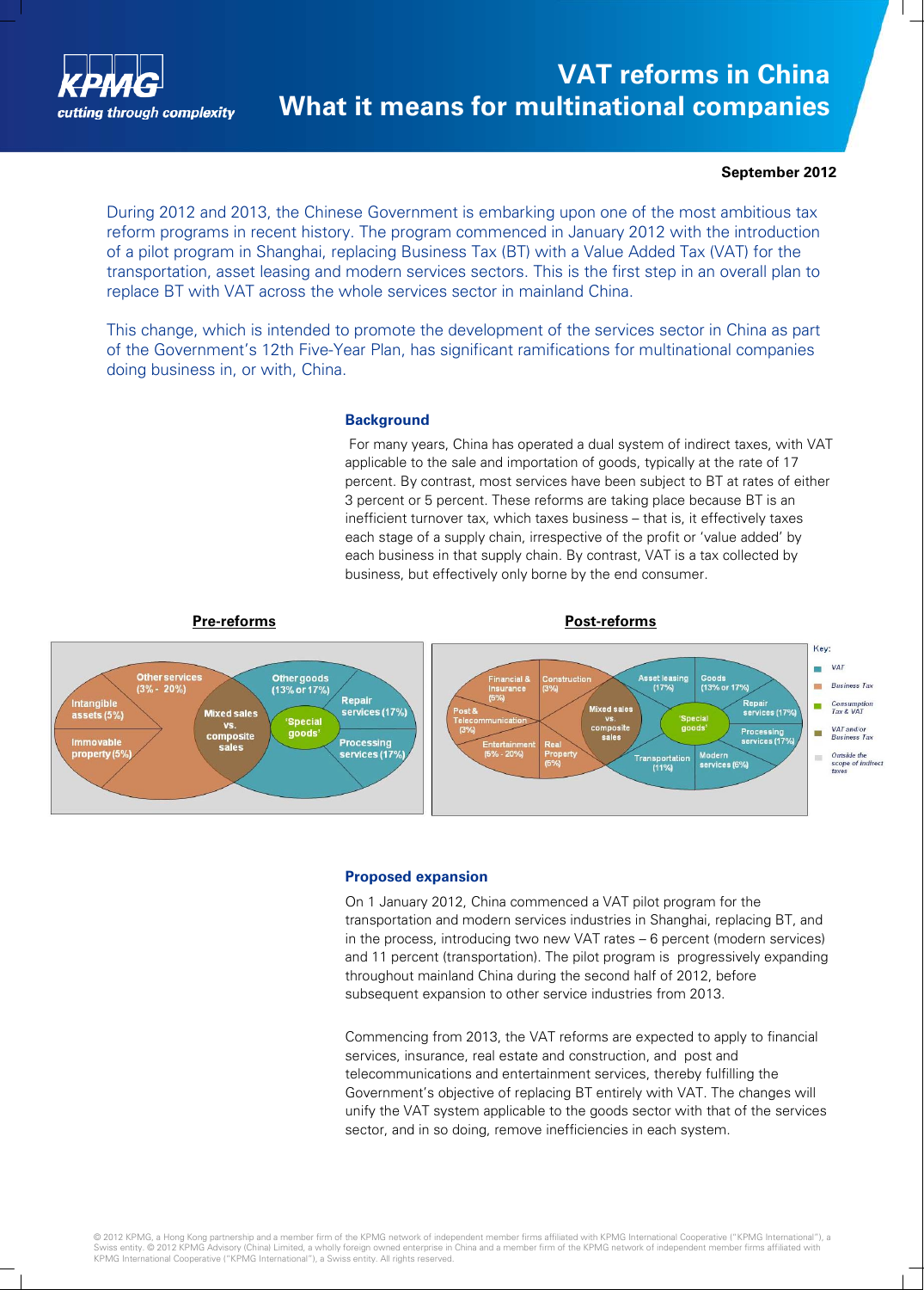# VAT reforms in China
## What it means for multinational companies

**September 2012**

During 2012 and 2013, the Chinese Government is embarking upon one of the most ambitious tax reform programs in recent history. The program commenced in January 2012 with the introduction of a pilot program in Shanghai, replacing Business Tax (BT) with a Value Added Tax (VAT) for the transportation, asset leasing and modern services sectors. This is the first step in an overall plan to replace BT with VAT across the whole services sector in mainland China.

This change, which is intended to promote the development of the services sector in China as part of the Government's 12th Five-Year Plan, has significant ramifications for multinational companies doing business in, or with, China.

### Background

For many years, China has operated a dual system of indirect taxes, with VAT applicable to the sale and importation of goods, typically at the rate of 17 percent. By contrast, most services have been subject to BT at rates of either 3 percent or 5 percent. These reforms are taking place because BT is an inefficient turnover tax, which taxes business – that is, it effectively taxes each stage of a supply chain, irrespective of the profit or 'value added' by each business in that supply chain. By contrast, VAT is a tax collected by business, but effectively only borne by the end consumer.

**Pre-reforms**

- Other services (3% - 20%)
- Intangible assets (5%)
- Immovable property (5%)
- Mixed sales vs. composite sales
- 'Special goods'
- Other goods (13% or 17%)
- Repair services (17%)
- Processing services (17%)

**Post-reforms**

- Financial & Insurance (5%)
- Construction (3%)
- Post & Telecommunication (3%)
- Entertainment (5% - 20%)
- Real Property (5%)
- Mixed sales vs. composite sales
- 'Special goods'
- Asset leasing (17%)
- Goods (13% or 17%)
- Repair services (17%)
- Processing services (17%)
- Transportation (11%)
- Modern services (6%)

Key:
- VAT
- Business Tax
- Consumption Tax & VAT
- VAT and/or Business Tax
- Outside the scope of indirect taxes

### Proposed expansion

On 1 January 2012, China commenced a VAT pilot program for the transportation and modern services industries in Shanghai, replacing BT, and in the process, introducing two new VAT rates – 6 percent (modern services) and 11 percent (transportation). The pilot program is progressively expanding throughout mainland China during the second half of 2012, before subsequent expansion to other service industries from 2013.

Commencing from 2013, the VAT reforms are expected to apply to financial services, insurance, real estate and construction, and post and telecommunications and entertainment services, thereby fulfilling the Government's objective of replacing BT entirely with VAT. The changes will unify the VAT system applicable to the goods sector with that of the services sector, and in so doing, remove inefficiencies in each system.

© 2012 KPMG, a Hong Kong partnership and a member firm of the KPMG network of independent member firms affiliated with KPMG International Cooperative ("KPMG International"), a Swiss entity. © 2012 KPMG Advisory (China) Limited, a wholly foreign owned enterprise in China and a member firm of the KPMG network of independent member firms affiliated with KPMG International Cooperative ("KPMG International"), a Swiss entity. All rights reserved.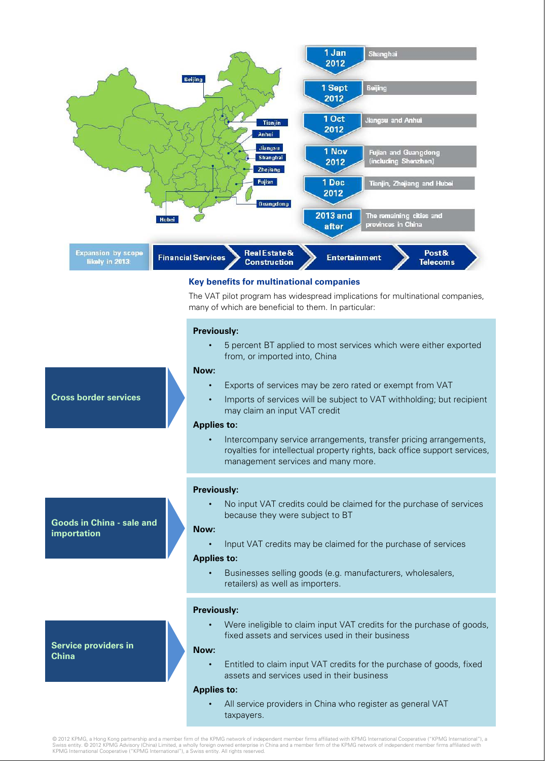| Date | Location |
| --- | --- |
| 1 Jan 2012 | Shanghai |
| 1 Sept 2012 | Beijing |
| 1 Oct 2012 | Jiangsu and Anhui |
| 1 Nov 2012 | Fujian and Guangdong (including Shenzhen) |
| 1 Dec 2012 | Tianjin, Zhejiang and Hubei |
| 2013 and after | The remaining cities and provinces in China |

Expansion by scope likely in 2013: Financial Services → Real Estate & Construction → Entertainment → Post & Telecoms

## Key benefits for multinational companies

The VAT pilot program has widespread implications for multinational companies, many of which are beneficial to them. In particular:

### Cross border services

**Previously:**

- 5 percent BT applied to most services which were either exported from, or imported into, China

**Now:**

- Exports of services may be zero rated or exempt from VAT
- Imports of services will be subject to VAT withholding; but recipient may claim an input VAT credit

**Applies to:**

- Intercompany service arrangements, transfer pricing arrangements, royalties for intellectual property rights, back office support services, management services and many more.

### Goods in China - sale and importation

**Previously:**

- No input VAT credits could be claimed for the purchase of services because they were subject to BT

**Now:**

- Input VAT credits may be claimed for the purchase of services

**Applies to:**

- Businesses selling goods (e.g. manufacturers, wholesalers, retailers) as well as importers.

### Service providers in China

**Previously:**

- Were ineligible to claim input VAT credits for the purchase of goods, fixed assets and services used in their business

**Now:**

- Entitled to claim input VAT credits for the purchase of goods, fixed assets and services used in their business

**Applies to:**

- All service providers in China who register as general VAT taxpayers.

© 2012 KPMG, a Hong Kong partnership and a member firm of the KPMG network of independent member firms affiliated with KPMG International Cooperative ("KPMG International"), a Swiss entity. © 2012 KPMG Advisory (China) Limited, a wholly foreign owned enterprise in China and a member firm of the KPMG network of independent member firms affiliated with KPMG International Cooperative ("KPMG International"), a Swiss entity. All rights reserved.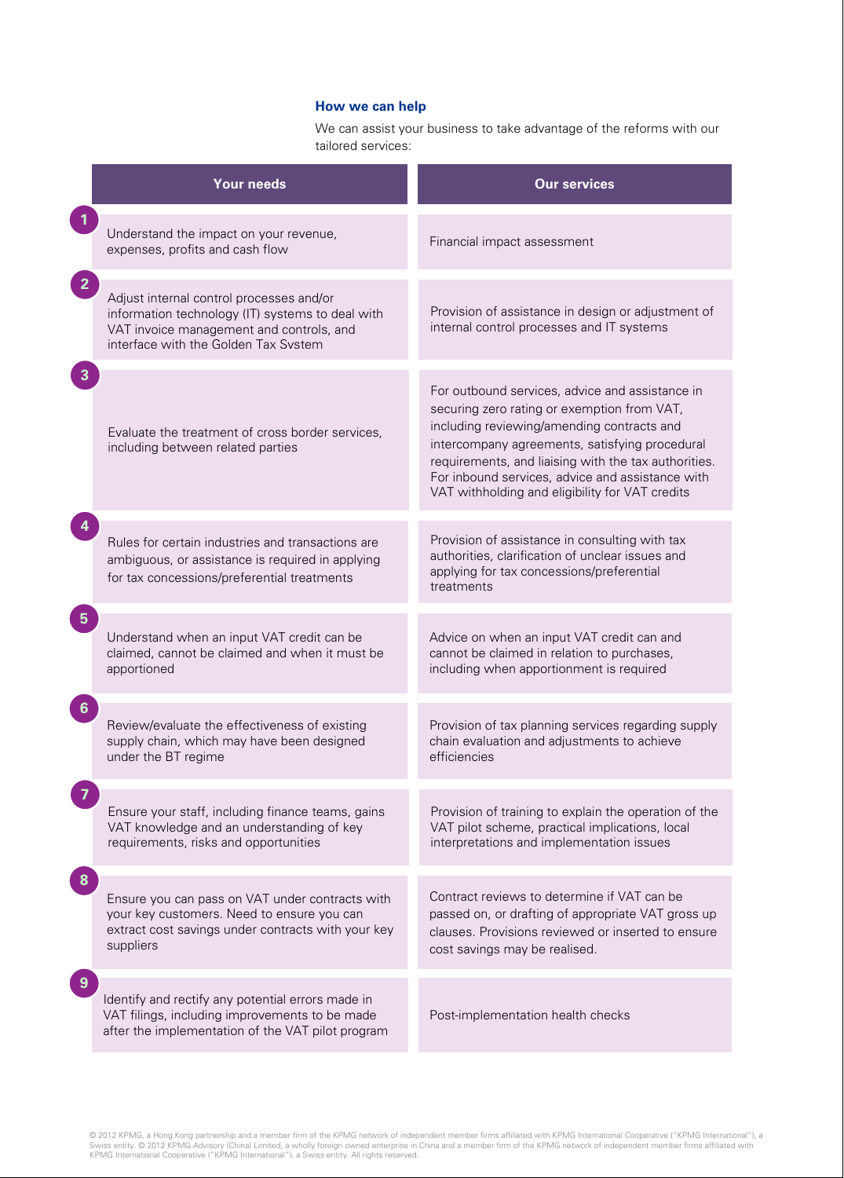## How we can help

We can assist your business to take advantage of the reforms with our tailored services:

| | Your needs | Our services |
|---|---|---|
| 1 | Understand the impact on your revenue, expenses, profits and cash flow | Financial impact assessment |
| 2 | Adjust internal control processes and/or information technology (IT) systems to deal with VAT invoice management and controls, and interface with the Golden Tax Svstem | Provision of assistance in design or adjustment of internal control processes and IT systems |
| 3 | Evaluate the treatment of cross border services, including between related parties | For outbound services, advice and assistance in securing zero rating or exemption from VAT, including reviewing/amending contracts and intercompany agreements, satisfying procedural requirements, and liaising with the tax authorities. For inbound services, advice and assistance with VAT withholding and eligibility for VAT credits |
| 4 | Rules for certain industries and transactions are ambiguous, or assistance is required in applying for tax concessions/preferential treatments | Provision of assistance in consulting with tax authorities, clarification of unclear issues and applying for tax concessions/preferential treatments |
| 5 | Understand when an input VAT credit can be claimed, cannot be claimed and when it must be apportioned | Advice on when an input VAT credit can and cannot be claimed in relation to purchases, including when apportionment is required |
| 6 | Review/evaluate the effectiveness of existing supply chain, which may have been designed under the BT regime | Provision of tax planning services regarding supply chain evaluation and adjustments to achieve efficiencies |
| 7 | Ensure your staff, including finance teams, gains VAT knowledge and an understanding of key requirements, risks and opportunities | Provision of training to explain the operation of the VAT pilot scheme, practical implications, local interpretations and implementation issues |
| 8 | Ensure you can pass on VAT under contracts with your key customers. Need to ensure you can extract cost savings under contracts with your key suppliers | Contract reviews to determine if VAT can be passed on, or drafting of appropriate VAT gross up clauses. Provisions reviewed or inserted to ensure cost savings may be realised. |
| 9 | Identify and rectify any potential errors made in VAT filings, including improvements to be made after the implementation of the VAT pilot program | Post-implementation health checks |

© 2012 KPMG, a Hong Kong partnership and a member firm of the KPMG network of independent member firms affiliated with KPMG International Cooperative ("KPMG International"), a Swiss entity. © 2012 KPMG Advisory (China) Limited, a wholly foreign owned enterprise in China and a member firm of the KPMG network of independent member firms affiliated with KPMG International Cooperative ("KPMG International"), a Swiss entity. All rights reserved.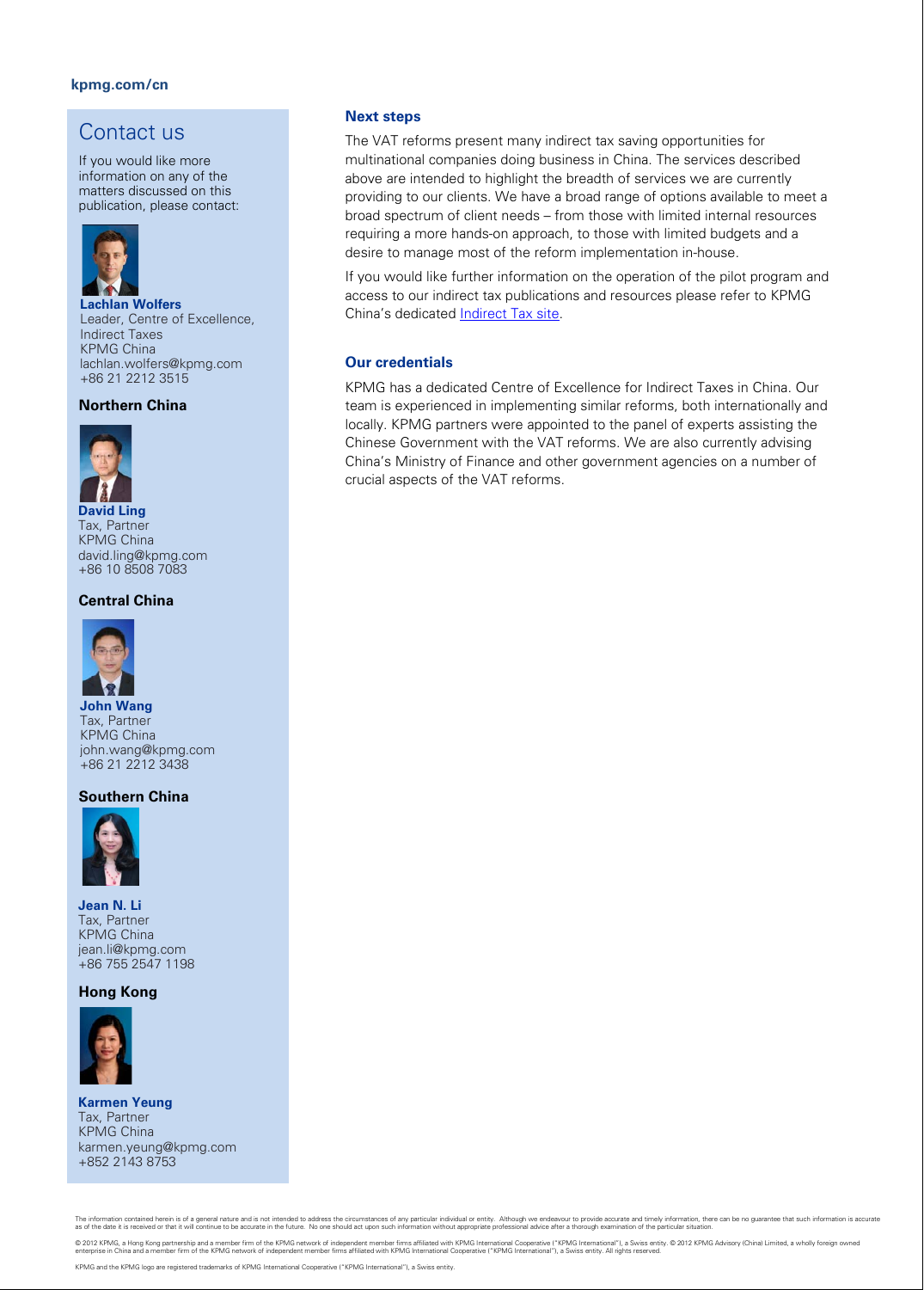kpmg.com/cn

## Contact us

If you would like more information on any of the matters discussed on this publication, please contact:

**Lachlan Wolfers**
Leader, Centre of Excellence, Indirect Taxes
KPMG China
lachlan.wolfers@kpmg.com
+86 21 2212 3515

### Northern China

**David Ling**
Tax, Partner
KPMG China
david.ling@kpmg.com
+86 10 8508 7083

### Central China

**John Wang**
Tax, Partner
KPMG China
john.wang@kpmg.com
+86 21 2212 3438

### Southern China

**Jean N. Li**
Tax, Partner
KPMG China
jean.li@kpmg.com
+86 755 2547 1198

### Hong Kong

**Karmen Yeung**
Tax, Partner
KPMG China
karmen.yeung@kpmg.com
+852 2143 8753

## Next steps

The VAT reforms present many indirect tax saving opportunities for multinational companies doing business in China. The services described above are intended to highlight the breadth of services we are currently providing to our clients. We have a broad range of options available to meet a broad spectrum of client needs – from those with limited internal resources requiring a more hands-on approach, to those with limited budgets and a desire to manage most of the reform implementation in-house.

If you would like further information on the operation of the pilot program and access to our indirect tax publications and resources please refer to KPMG China's dedicated Indirect Tax site.

## Our credentials

KPMG has a dedicated Centre of Excellence for Indirect Taxes in China. Our team is experienced in implementing similar reforms, both internationally and locally. KPMG partners were appointed to the panel of experts assisting the Chinese Government with the VAT reforms. We are also currently advising China's Ministry of Finance and other government agencies on a number of crucial aspects of the VAT reforms.

The information contained herein is of a general nature and is not intended to address the circumstances of any particular individual or entity. Although we endeavour to provide accurate and timely information, there can be no guarantee that such information is accurate as of the date it is received or that it will continue to be accurate in the future. No one should act upon such information without appropriate professional advice after a thorough examination of the particular situation.

© 2012 KPMG, a Hong Kong partnership and a member firm of the KPMG network of independent member firms affiliated with KPMG International Cooperative ("KPMG International"), a Swiss entity. © 2012 KPMG Advisory (China) Limited, a wholly foreign owned enterprise in China and a member firm of the KPMG network of independent member firms affiliated with KPMG International Cooperative ("KPMG International"), a Swiss entity. All rights reserved.

KPMG and the KPMG logo are registered trademarks of KPMG International Cooperative ("KPMG International"), a Swiss entity.